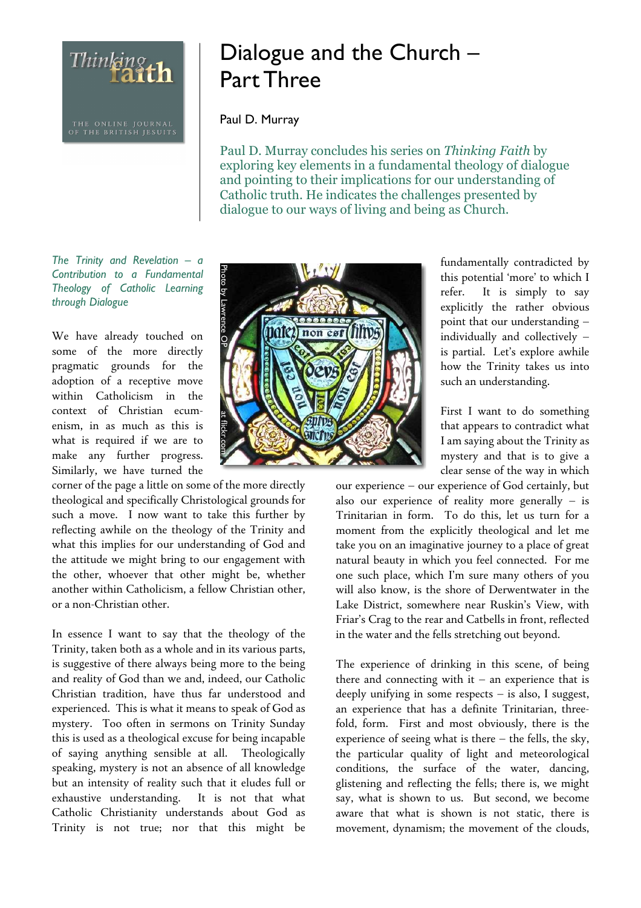# Dialogue and the Church – Part Three

Paul D. Murray

Paul D. Murray concludes his series on *Thinking Faith* by exploring key elements in a fundamental theology of dialogue and pointing to their implications for our understanding of Catholic truth. He indicates the challenges presented by dialogue to our ways of living and being as Church.

### *The Trinity and Revelation – a Contribution to a Fundamental Theology of Catholic Learning through Dialogue*

We have already touched on some of the more directly pragmatic grounds for the adoption of a receptive move within Catholicism in the context of Christian ecumenism, in as much as this is what is required if we are to make any further progress. Similarly, we have turned the corner of the page a little on some of the more directly theological and specifically Christological grounds for such a move. I now want to take this further by reflecting awhile on the theology of the Trinity and what this implies for our understanding of God and the attitude we might bring to our engagement with the other, whoever that other might be, whether another within Catholicism, a fellow Christian other, or a non-Christian other.

In essence I want to say that the theology of the Trinity, taken both as a whole and in its various parts, is suggestive of there always being more to the being and reality of God than we and, indeed, our Catholic Christian tradition, have thus far understood and experienced. This is what it means to speak of God as mystery. Too often in sermons on Trinity Sunday this is used as a theological excuse for being incapable of saying anything sensible at all. Theologically speaking, mystery is not an absence of all knowledge but an intensity of reality such that it eludes full or exhaustive understanding. It is not that what Catholic Christianity understands about God as Trinity is not true; nor that this might be fundamentally contradicted by this potential 'more' to which I refer. It is simply to say explicitly the rather obvious point that our understanding – individually and collectively – is partial. Let's explore awhile how the Trinity takes us into such an understanding.

First I want to do something that appears to contradict what I am saying about the Trinity as mystery and that is to give a clear sense of the way in which our experience – our experience of God certainly, but also our experience of reality more generally – is Trinitarian in form. To do this, let us turn for a moment from the explicitly theological and let me take you on an imaginative journey to a place of great natural beauty in which you feel connected. For me one such place, which I'm sure many others of you will also know, is the shore of Derwentwater in the Lake District, somewhere near Ruskin's View, with Friar's Crag to the rear and Catbells in front, reflected in the water and the fells stretching out beyond.

The experience of drinking in this scene, of being there and connecting with it – an experience that is deeply unifying in some respects – is also, I suggest, an experience that has a definite Trinitarian, three-fold, form. First and most obviously, there is the experience of seeing what is there – the fells, the sky, the particular quality of light and meteorological conditions, the surface of the water, dancing, glistening and reflecting the fells; there is, we might say, what is shown to us. But second, we become aware that what is shown is not static, there is movement, dynamism; the movement of the clouds,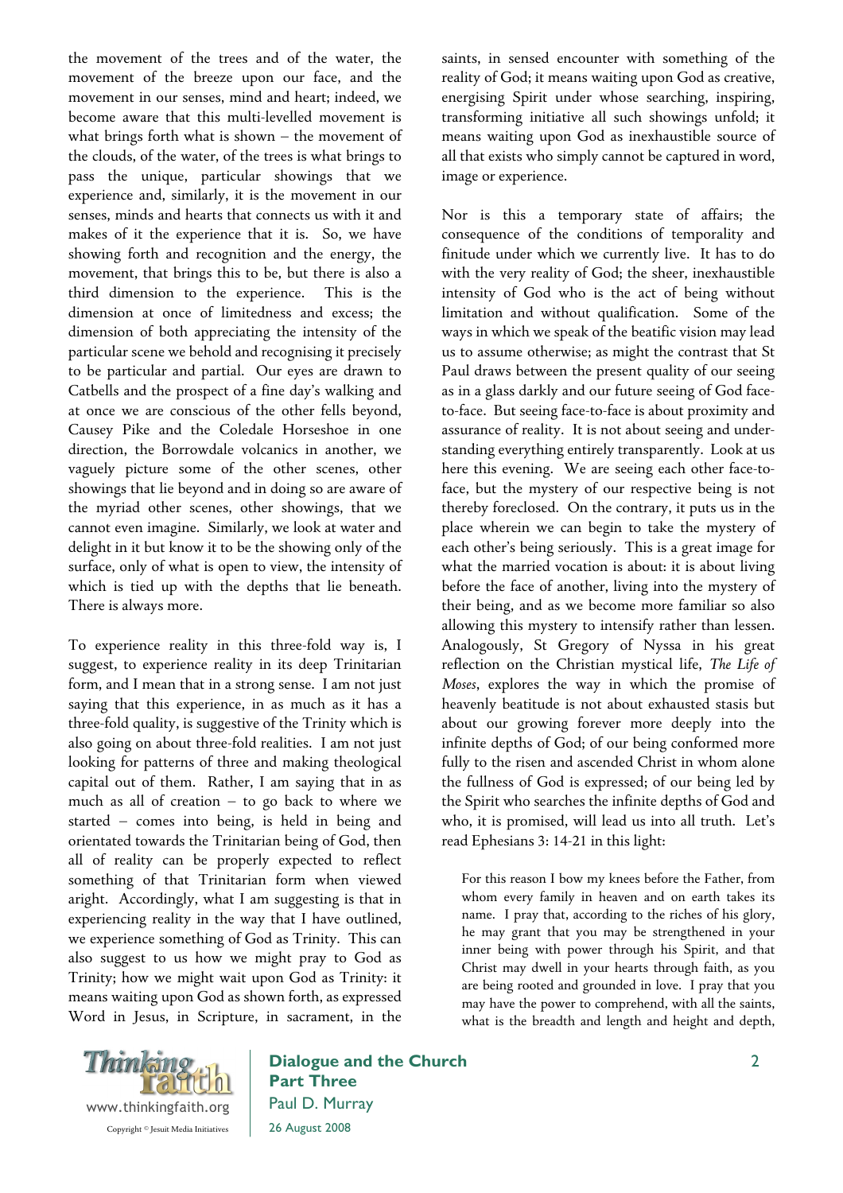the movement of the trees and of the water, the movement of the breeze upon our face, and the movement in our senses, mind and heart; indeed, we become aware that this multi-levelled movement is what brings forth what is shown – the movement of the clouds, of the water, of the trees is what brings to pass the unique, particular showings that we experience and, similarly, it is the movement in our senses, minds and hearts that connects us with it and makes of it the experience that it is. So, we have showing forth and recognition and the energy, the movement, that brings this to be, but there is also a third dimension to the experience. This is the dimension at once of limitedness and excess; the dimension of both appreciating the intensity of the particular scene we behold and recognising it precisely to be particular and partial. Our eyes are drawn to Catbells and the prospect of a fine day's walking and at once we are conscious of the other fells beyond, Causey Pike and the Coledale Horseshoe in one direction, the Borrowdale volcanics in another, we vaguely picture some of the other scenes, other showings that lie beyond and in doing so are aware of the myriad other scenes, other showings, that we cannot even imagine. Similarly, we look at water and delight in it but know it to be the showing only of the surface, only of what is open to view, the intensity of which is tied up with the depths that lie beneath. There is always more.

To experience reality in this three-fold way is, I suggest, to experience reality in its deep Trinitarian form, and I mean that in a strong sense. I am not just saying that this experience, in as much as it has a three-fold quality, is suggestive of the Trinity which is also going on about three-fold realities. I am not just looking for patterns of three and making theological capital out of them. Rather, I am saying that in as much as all of creation – to go back to where we started – comes into being, is held in being and orientated towards the Trinitarian being of God, then all of reality can be properly expected to reflect something of that Trinitarian form when viewed aright. Accordingly, what I am suggesting is that in experiencing reality in the way that I have outlined, we experience something of God as Trinity. This can also suggest to us how we might pray to God as Trinity; how we might wait upon God as Trinity: it means waiting upon God as shown forth, as expressed Word in Jesus, in Scripture, in sacrament, in the saints, in sensed encounter with something of the reality of God; it means waiting upon God as creative, energising Spirit under whose searching, inspiring, transforming initiative all such showings unfold; it means waiting upon God as inexhaustible source of all that exists who simply cannot be captured in word, image or experience.

Nor is this a temporary state of affairs; the consequence of the conditions of temporality and finitude under which we currently live. It has to do with the very reality of God; the sheer, inexhaustible intensity of God who is the act of being without limitation and without qualification. Some of the ways in which we speak of the beatific vision may lead us to assume otherwise; as might the contrast that St Paul draws between the present quality of our seeing as in a glass darkly and our future seeing of God face-to-face. But seeing face-to-face is about proximity and assurance of reality. It is not about seeing and understanding everything entirely transparently. Look at us here this evening. We are seeing each other face-to-face, but the mystery of our respective being is not thereby foreclosed. On the contrary, it puts us in the place wherein we can begin to take the mystery of each other's being seriously. This is a great image for what the married vocation is about: it is about living before the face of another, living into the mystery of their being, and as we become more familiar so also allowing this mystery to intensify rather than lessen. Analogously, St Gregory of Nyssa in his great reflection on the Christian mystical life, *The Life of Moses*, explores the way in which the promise of heavenly beatitude is not about exhausted stasis but about our growing forever more deeply into the infinite depths of God; of our being conformed more fully to the risen and ascended Christ in whom alone the fullness of God is expressed; of our being led by the Spirit who searches the infinite depths of God and who, it is promised, will lead us into all truth. Let's read Ephesians 3: 14-21 in this light:

> For this reason I bow my knees before the Father, from whom every family in heaven and on earth takes its name. I pray that, according to the riches of his glory, he may grant that you may be strengthened in your inner being with power through his Spirit, and that Christ may dwell in your hearts through faith, as you are being rooted and grounded in love. I pray that you may have the power to comprehend, with all the saints, what is the breadth and length and height and depth,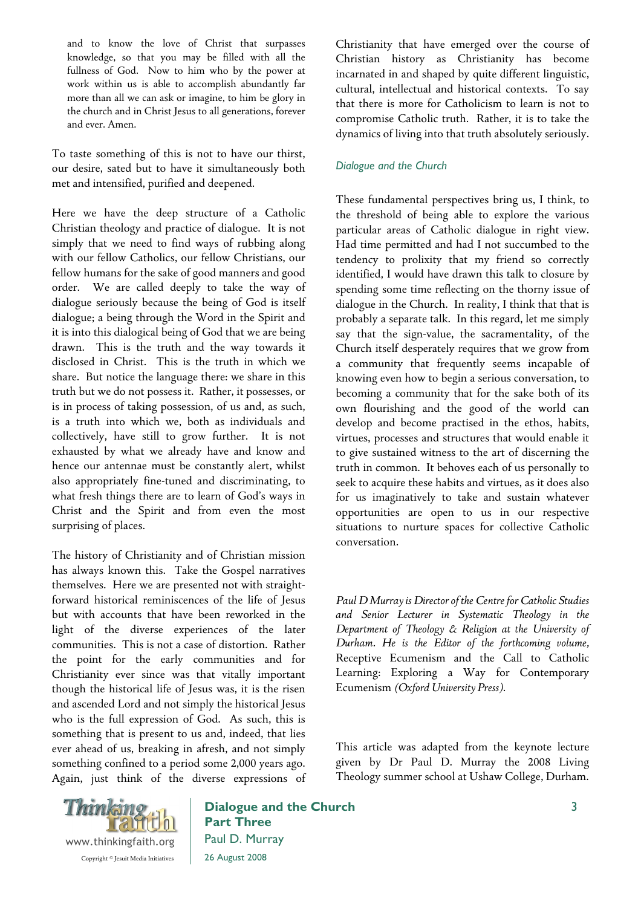and to know the love of Christ that surpasses knowledge, so that you may be filled with all the fullness of God. Now to him who by the power at work within us is able to accomplish abundantly far more than all we can ask or imagine, to him be glory in the church and in Christ Jesus to all generations, forever and ever. Amen.

To taste something of this is not to have our thirst, our desire, sated but to have it simultaneously both met and intensified, purified and deepened.

Here we have the deep structure of a Catholic Christian theology and practice of dialogue. It is not simply that we need to find ways of rubbing along with our fellow Catholics, our fellow Christians, our fellow humans for the sake of good manners and good order. We are called deeply to take the way of dialogue seriously because the being of God is itself dialogue; a being through the Word in the Spirit and it is into this dialogical being of God that we are being drawn. This is the truth and the way towards it disclosed in Christ. This is the truth in which we share. But notice the language there: we share in this truth but we do not possess it. Rather, it possesses, or is in process of taking possession, of us and, as such, is a truth into which we, both as individuals and collectively, have still to grow further. It is not exhausted by what we already have and know and hence our antennae must be constantly alert, whilst also appropriately fine-tuned and discriminating, to what fresh things there are to learn of God's ways in Christ and the Spirit and from even the most surprising of places.

The history of Christianity and of Christian mission has always known this. Take the Gospel narratives themselves. Here we are presented not with straightforward historical reminiscences of the life of Jesus but with accounts that have been reworked in the light of the diverse experiences of the later communities. This is not a case of distortion. Rather the point for the early communities and for Christianity ever since was that vitally important though the historical life of Jesus was, it is the risen and ascended Lord and not simply the historical Jesus who is the full expression of God. As such, this is something that is present to us and, indeed, that lies ever ahead of us, breaking in afresh, and not simply something confined to a period some 2,000 years ago. Again, just think of the diverse expressions of Christianity that have emerged over the course of Christian history as Christianity has become incarnated in and shaped by quite different linguistic, cultural, intellectual and historical contexts. To say that there is more for Catholicism to learn is not to compromise Catholic truth. Rather, it is to take the dynamics of living into that truth absolutely seriously.

### *Dialogue and the Church*

These fundamental perspectives bring us, I think, to the threshold of being able to explore the various particular areas of Catholic dialogue in right view. Had time permitted and had I not succumbed to the tendency to prolixity that my friend so correctly identified, I would have drawn this talk to closure by spending some time reflecting on the thorny issue of dialogue in the Church. In reality, I think that that is probably a separate talk. In this regard, let me simply say that the sign-value, the sacramentality, of the Church itself desperately requires that we grow from a community that frequently seems incapable of knowing even how to begin a serious conversation, to becoming a community that for the sake both of its own flourishing and the good of the world can develop and become practised in the ethos, habits, virtues, processes and structures that would enable it to give sustained witness to the art of discerning the truth in common. It behoves each of us personally to seek to acquire these habits and virtues, as it does also for us imaginatively to take and sustain whatever opportunities are open to us in our respective situations to nurture spaces for collective Catholic conversation.

*Paul D Murray is Director of the Centre for Catholic Studies and Senior Lecturer in Systematic Theology in the Department of Theology & Religion at the University of Durham. He is the Editor of the forthcoming volume,* Receptive Ecumenism and the Call to Catholic Learning: Exploring a Way for Contemporary Ecumenism *(Oxford University Press).*

This article was adapted from the keynote lecture given by Dr Paul D. Murray the 2008 Living Theology summer school at Ushaw College, Durham.